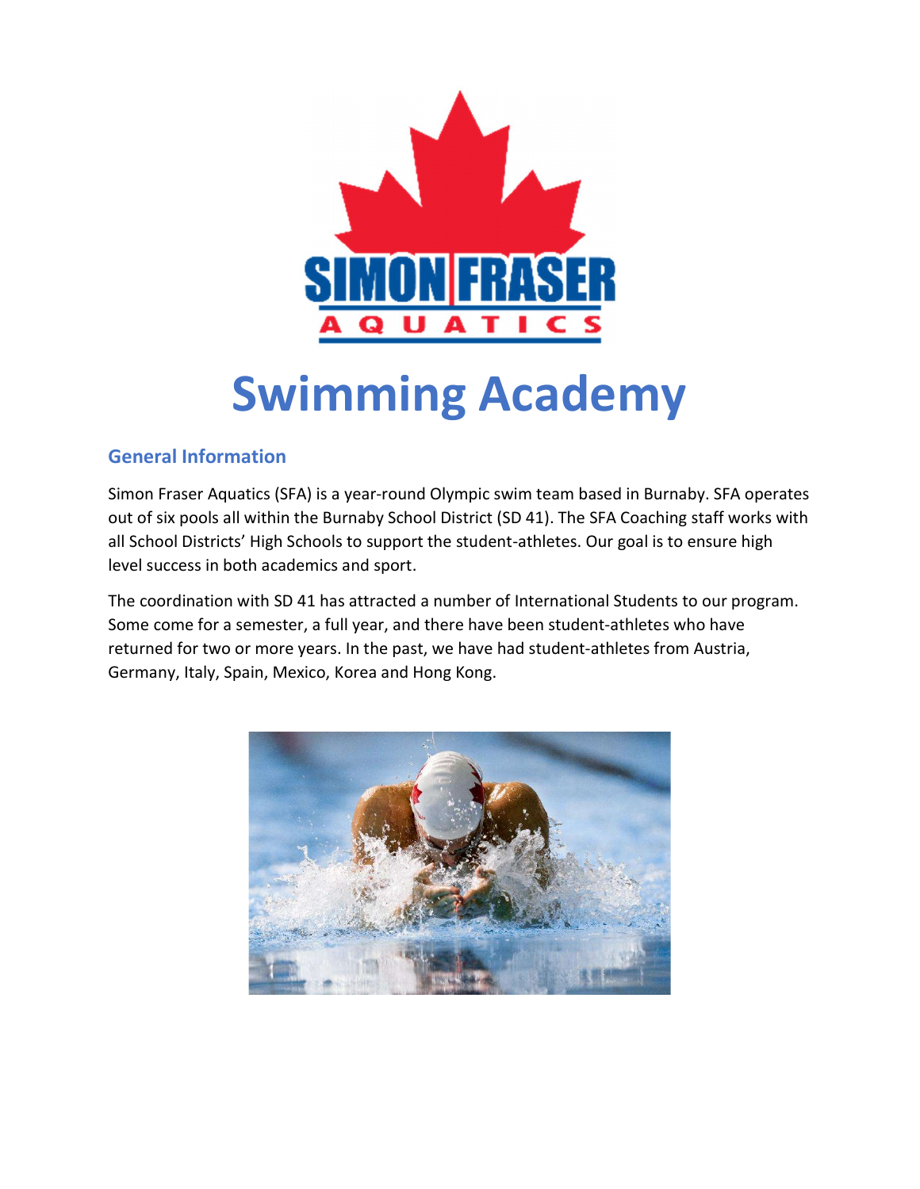# Swimming Academy

## General Information

Simon Fraser Aquatics (SFA) is a year-round Olympic swim team based in Burnaby. SFA operates out of six pools all within the Burnaby School District (SD 41). The SFA Coaching staff works with all School Districts' High Schools to support the student-athletes. Our goal is to ensure high level success in both academics and sport.

The coordination with SD 41 has attracted a number of International Students to our program. Some come for a semester, a full year, and there have been student-athletes who have returned for two or more years. In the past, we have had student-athletes from Austria, Germany, Italy, Spain, Mexico, Korea and Hong Kong.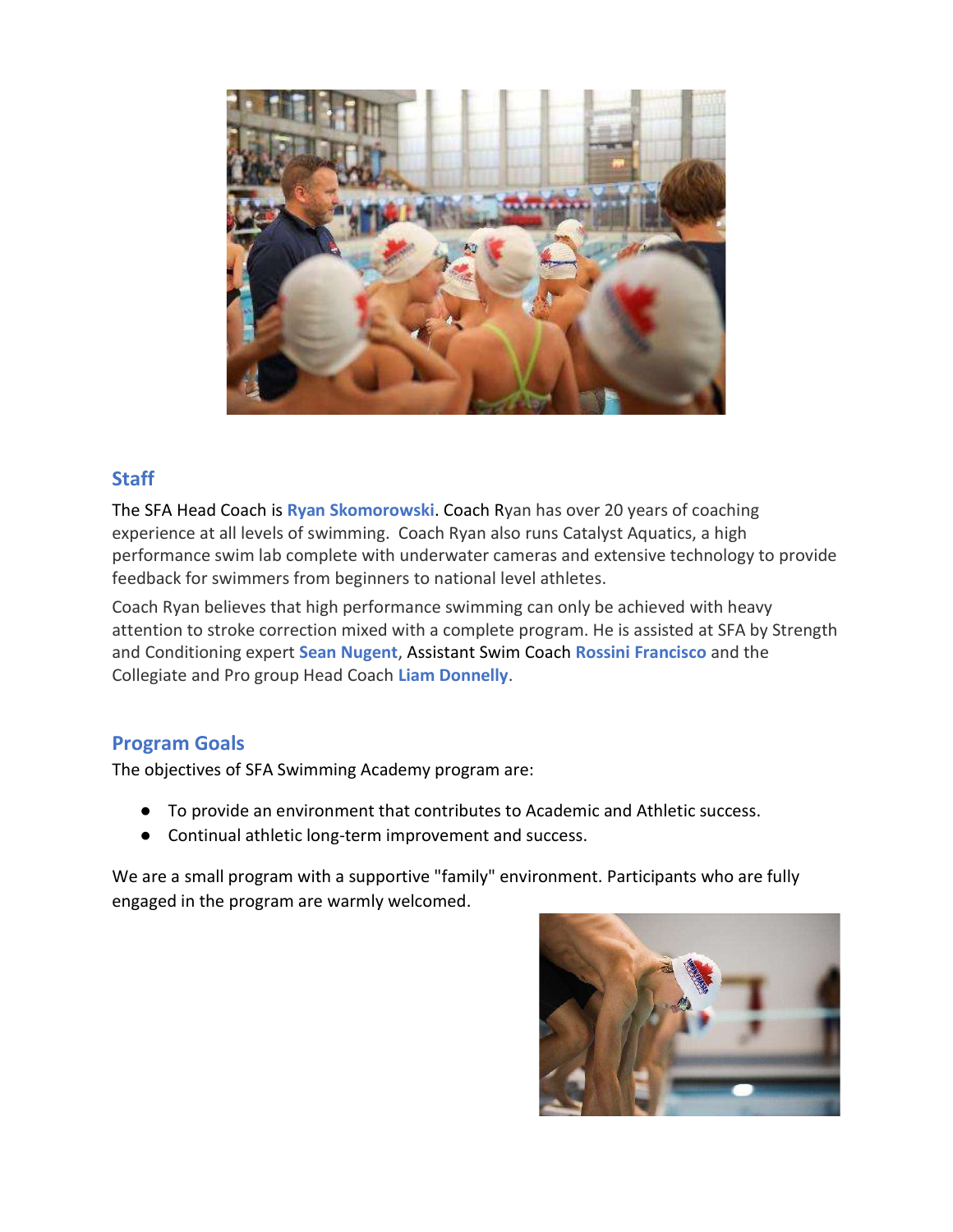## Staff

The SFA Head Coach is **Ryan Skomorowski**. Coach Ryan has over 20 years of coaching experience at all levels of swimming. Coach Ryan also runs Catalyst Aquatics, a high performance swim lab complete with underwater cameras and extensive technology to provide feedback for swimmers from beginners to national level athletes.

Coach Ryan believes that high performance swimming can only be achieved with heavy attention to stroke correction mixed with a complete program. He is assisted at SFA by Strength and Conditioning expert **Sean Nugent**, Assistant Swim Coach **Rossini Francisco** and the Collegiate and Pro group Head Coach **Liam Donnelly**.

## Program Goals

The objectives of SFA Swimming Academy program are:

- To provide an environment that contributes to Academic and Athletic success.
- Continual athletic long-term improvement and success.

We are a small program with a supportive "family" environment. Participants who are fully engaged in the program are warmly welcomed.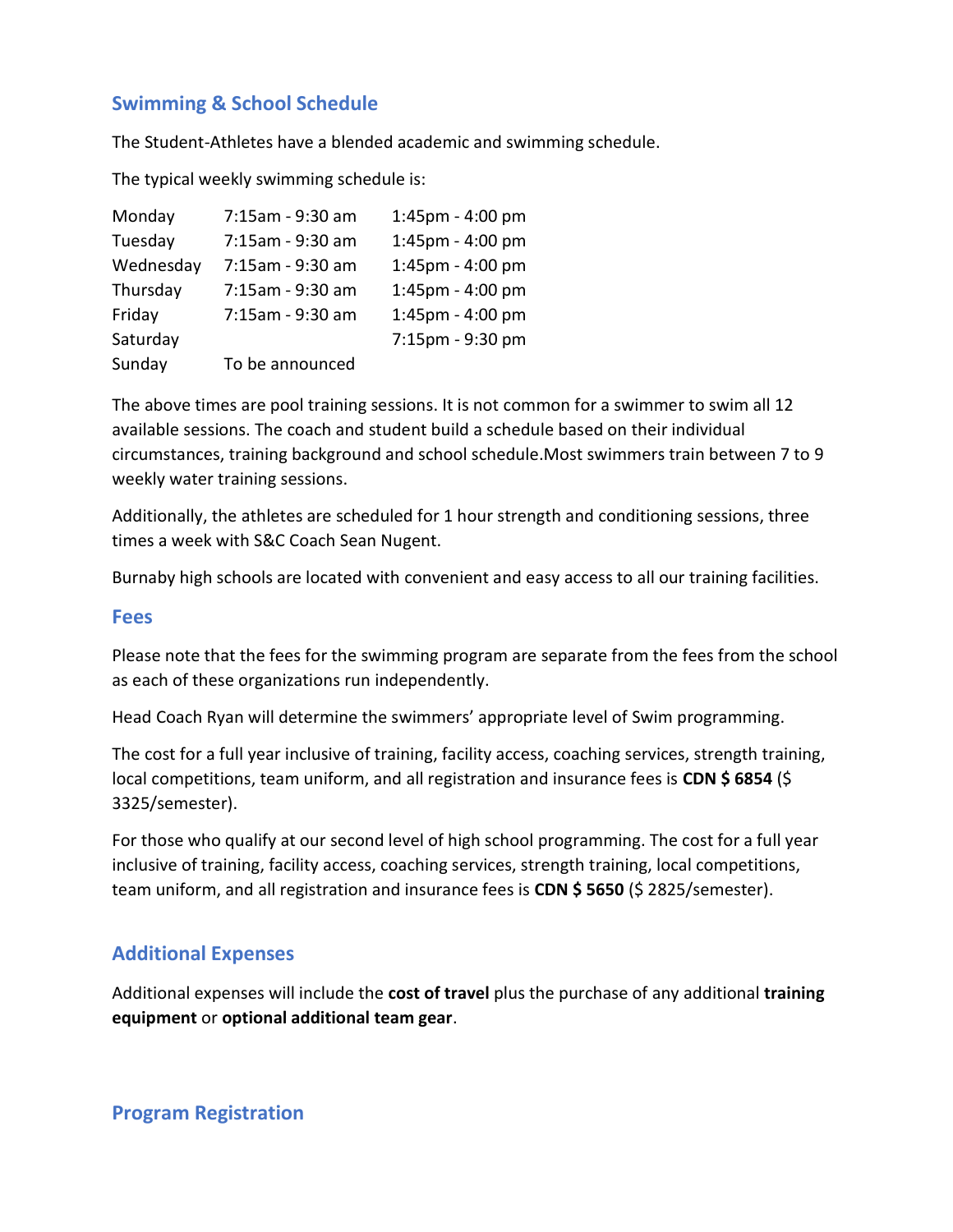## Swimming & School Schedule

The Student-Athletes have a blended academic and swimming schedule.

The typical weekly swimming schedule is:

| | | |
|---|---|---|
| Monday | 7:15am - 9:30 am | 1:45pm - 4:00 pm |
| Tuesday | 7:15am - 9:30 am | 1:45pm - 4:00 pm |
| Wednesday | 7:15am - 9:30 am | 1:45pm - 4:00 pm |
| Thursday | 7:15am - 9:30 am | 1:45pm - 4:00 pm |
| Friday | 7:15am - 9:30 am | 1:45pm - 4:00 pm |
| Saturday | | 7:15pm - 9:30 pm |
| Sunday | To be announced | |

The above times are pool training sessions. It is not common for a swimmer to swim all 12 available sessions. The coach and student build a schedule based on their individual circumstances, training background and school schedule.Most swimmers train between 7 to 9 weekly water training sessions.

Additionally, the athletes are scheduled for 1 hour strength and conditioning sessions, three times a week with S&C Coach Sean Nugent.

Burnaby high schools are located with convenient and easy access to all our training facilities.

## Fees

Please note that the fees for the swimming program are separate from the fees from the school as each of these organizations run independently.

Head Coach Ryan will determine the swimmers' appropriate level of Swim programming.

The cost for a full year inclusive of training, facility access, coaching services, strength training, local competitions, team uniform, and all registration and insurance fees is **CDN $ 6854** ($ 3325/semester).

For those who qualify at our second level of high school programming. The cost for a full year inclusive of training, facility access, coaching services, strength training, local competitions, team uniform, and all registration and insurance fees is **CDN $ 5650** ($ 2825/semester).

## Additional Expenses

Additional expenses will include the **cost of travel** plus the purchase of any additional **training equipment** or **optional additional team gear**.

## Program Registration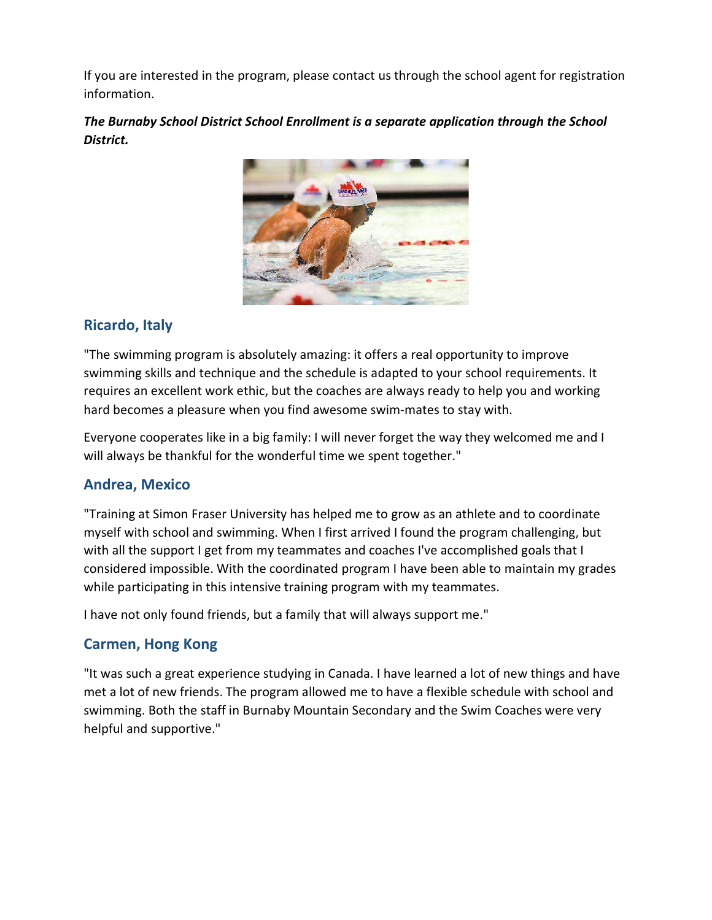If you are interested in the program, please contact us through the school agent for registration information.

***The Burnaby School District School Enrollment is a separate application through the School District.***

## Ricardo, Italy

"The swimming program is absolutely amazing: it offers a real opportunity to improve swimming skills and technique and the schedule is adapted to your school requirements. It requires an excellent work ethic, but the coaches are always ready to help you and working hard becomes a pleasure when you find awesome swim-mates to stay with.

Everyone cooperates like in a big family: I will never forget the way they welcomed me and I will always be thankful for the wonderful time we spent together."

## Andrea, Mexico

"Training at Simon Fraser University has helped me to grow as an athlete and to coordinate myself with school and swimming. When I first arrived I found the program challenging, but with all the support I get from my teammates and coaches I've accomplished goals that I considered impossible. With the coordinated program I have been able to maintain my grades while participating in this intensive training program with my teammates.

I have not only found friends, but a family that will always support me."

## Carmen, Hong Kong

"It was such a great experience studying in Canada. I have learned a lot of new things and have met a lot of new friends. The program allowed me to have a flexible schedule with school and swimming. Both the staff in Burnaby Mountain Secondary and the Swim Coaches were very helpful and supportive."